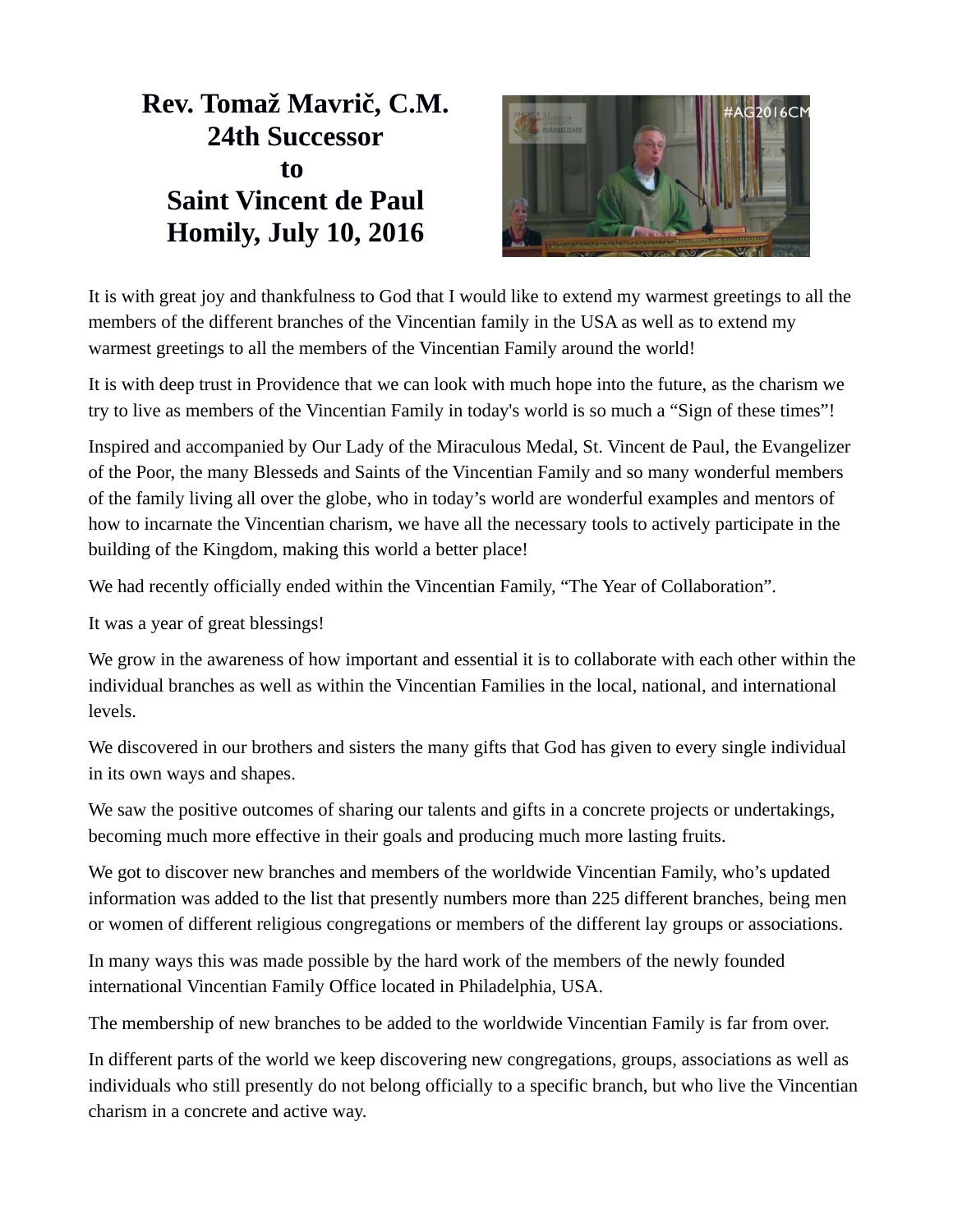# Rev. Tomaž Mavrič, C.M. 24th Successor to Saint Vincent de Paul Homily, July 10, 2016

It is with great joy and thankfulness to God that I would like to extend my warmest greetings to all the members of the different branches of the Vincentian family in the USA as well as to extend my warmest greetings to all the members of the Vincentian Family around the world!

It is with deep trust in Providence that we can look with much hope into the future, as the charism we try to live as members of the Vincentian Family in today's world is so much a "Sign of these times"!

Inspired and accompanied by Our Lady of the Miraculous Medal, St. Vincent de Paul, the Evangelizer of the Poor, the many Blesseds and Saints of the Vincentian Family and so many wonderful members of the family living all over the globe, who in today's world are wonderful examples and mentors of how to incarnate the Vincentian charism, we have all the necessary tools to actively participate in the building of the Kingdom, making this world a better place!

We had recently officially ended within the Vincentian Family, "The Year of Collaboration".

It was a year of great blessings!

We grow in the awareness of how important and essential it is to collaborate with each other within the individual branches as well as within the Vincentian Families in the local, national, and international levels.

We discovered in our brothers and sisters the many gifts that God has given to every single individual in its own ways and shapes.

We saw the positive outcomes of sharing our talents and gifts in a concrete projects or undertakings, becoming much more effective in their goals and producing much more lasting fruits.

We got to discover new branches and members of the worldwide Vincentian Family, who's updated information was added to the list that presently numbers more than 225 different branches, being men or women of different religious congregations or members of the different lay groups or associations.

In many ways this was made possible by the hard work of the members of the newly founded international Vincentian Family Office located in Philadelphia, USA.

The membership of new branches to be added to the worldwide Vincentian Family is far from over.

In different parts of the world we keep discovering new congregations, groups, associations as well as individuals who still presently do not belong officially to a specific branch, but who live the Vincentian charism in a concrete and active way.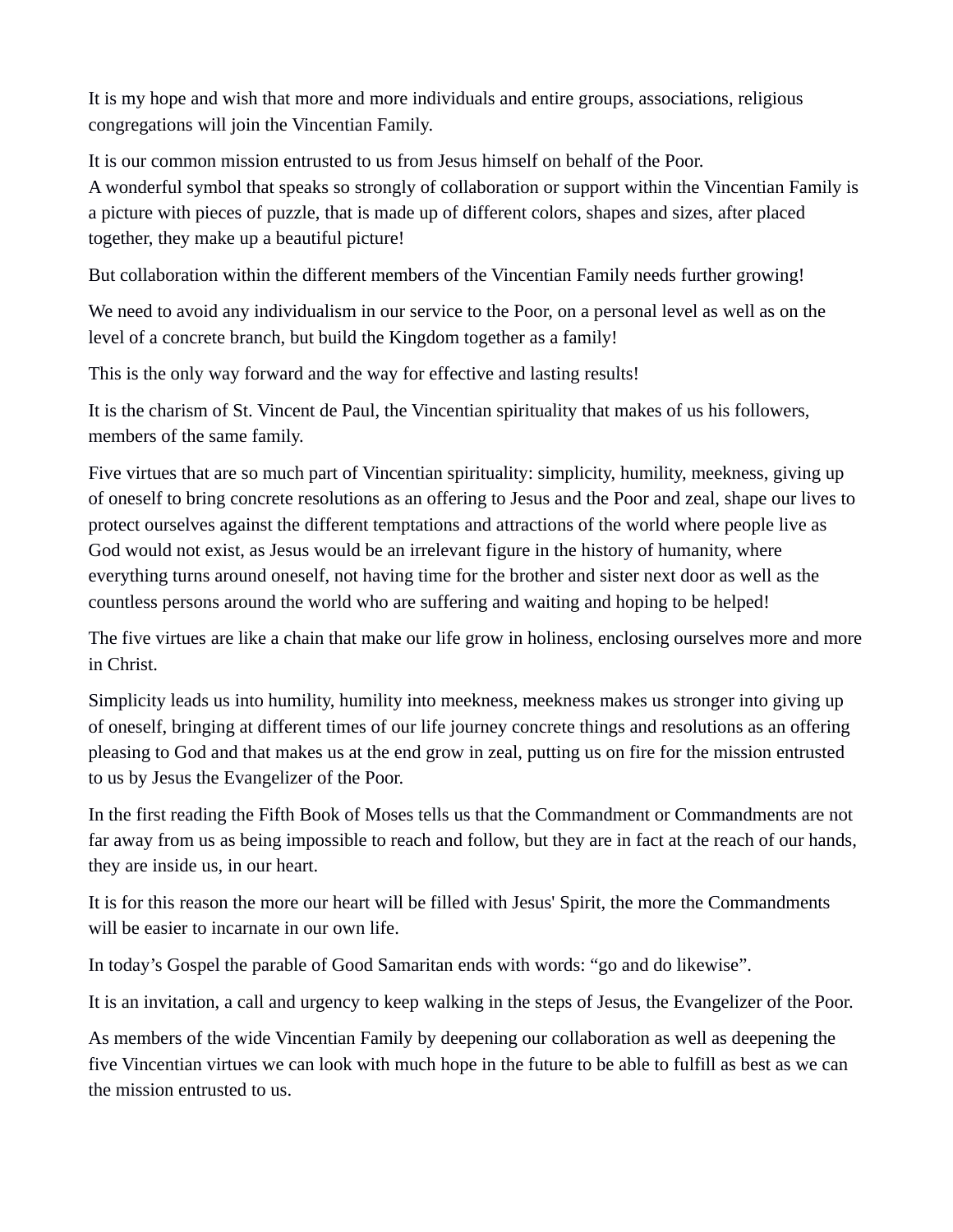It is my hope and wish that more and more individuals and entire groups, associations, religious congregations will join the Vincentian Family.

It is our common mission entrusted to us from Jesus himself on behalf of the Poor.
A wonderful symbol that speaks so strongly of collaboration or support within the Vincentian Family is a picture with pieces of puzzle, that is made up of different colors, shapes and sizes, after placed together, they make up a beautiful picture!

But collaboration within the different members of the Vincentian Family needs further growing!

We need to avoid any individualism in our service to the Poor, on a personal level as well as on the level of a concrete branch, but build the Kingdom together as a family!

This is the only way forward and the way for effective and lasting results!

It is the charism of St. Vincent de Paul, the Vincentian spirituality that makes of us his followers, members of the same family.

Five virtues that are so much part of Vincentian spirituality: simplicity, humility, meekness, giving up of oneself to bring concrete resolutions as an offering to Jesus and the Poor and zeal, shape our lives to protect ourselves against the different temptations and attractions of the world where people live as God would not exist, as Jesus would be an irrelevant figure in the history of humanity, where everything turns around oneself, not having time for the brother and sister next door as well as the countless persons around the world who are suffering and waiting and hoping to be helped!

The five virtues are like a chain that make our life grow in holiness, enclosing ourselves more and more in Christ.

Simplicity leads us into humility, humility into meekness, meekness makes us stronger into giving up of oneself, bringing at different times of our life journey concrete things and resolutions as an offering pleasing to God and that makes us at the end grow in zeal, putting us on fire for the mission entrusted to us by Jesus the Evangelizer of the Poor.

In the first reading the Fifth Book of Moses tells us that the Commandment or Commandments are not far away from us as being impossible to reach and follow, but they are in fact at the reach of our hands, they are inside us, in our heart.

It is for this reason the more our heart will be filled with Jesus' Spirit, the more the Commandments will be easier to incarnate in our own life.

In today's Gospel the parable of Good Samaritan ends with words: "go and do likewise".

It is an invitation, a call and urgency to keep walking in the steps of Jesus, the Evangelizer of the Poor.

As members of the wide Vincentian Family by deepening our collaboration as well as deepening the five Vincentian virtues we can look with much hope in the future to be able to fulfill as best as we can the mission entrusted to us.